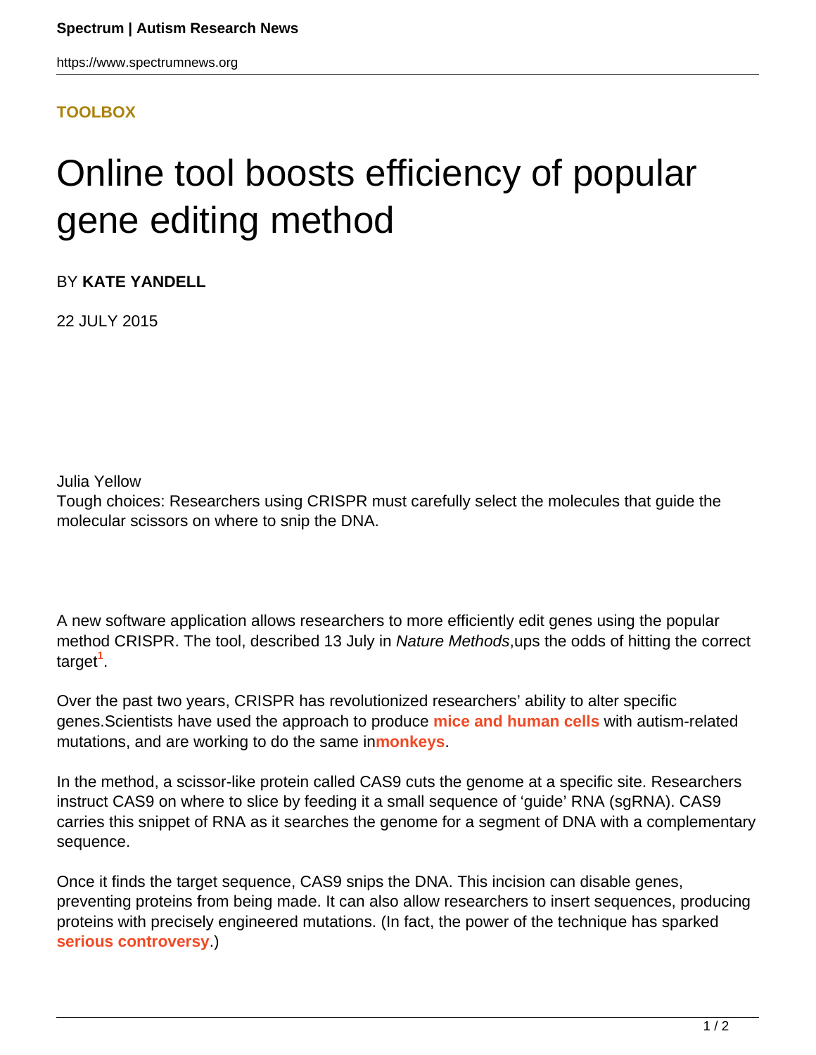**TOOLBOX**

# Online tool boosts efficiency of popular gene editing method

BY **KATE YANDELL**

22 JULY 2015

Julia Yellow
Tough choices: Researchers using CRISPR must carefully select the molecules that guide the molecular scissors on where to snip the DNA.

A new software application allows researchers to more efficiently edit genes using the popular method CRISPR. The tool, described 13 July in *Nature Methods*,ups the odds of hitting the correct target[1].

Over the past two years, CRISPR has revolutionized researchers' ability to alter specific genes.Scientists have used the approach to produce **mice and human cells** with autism-related mutations, and are working to do the same in**monkeys**.

In the method, a scissor-like protein called CAS9 cuts the genome at a specific site. Researchers instruct CAS9 on where to slice by feeding it a small sequence of 'guide' RNA (sgRNA). CAS9 carries this snippet of RNA as it searches the genome for a segment of DNA with a complementary sequence.

Once it finds the target sequence, CAS9 snips the DNA. This incision can disable genes, preventing proteins from being made. It can also allow researchers to insert sequences, producing proteins with precisely engineered mutations. (In fact, the power of the technique has sparked **serious controversy**.)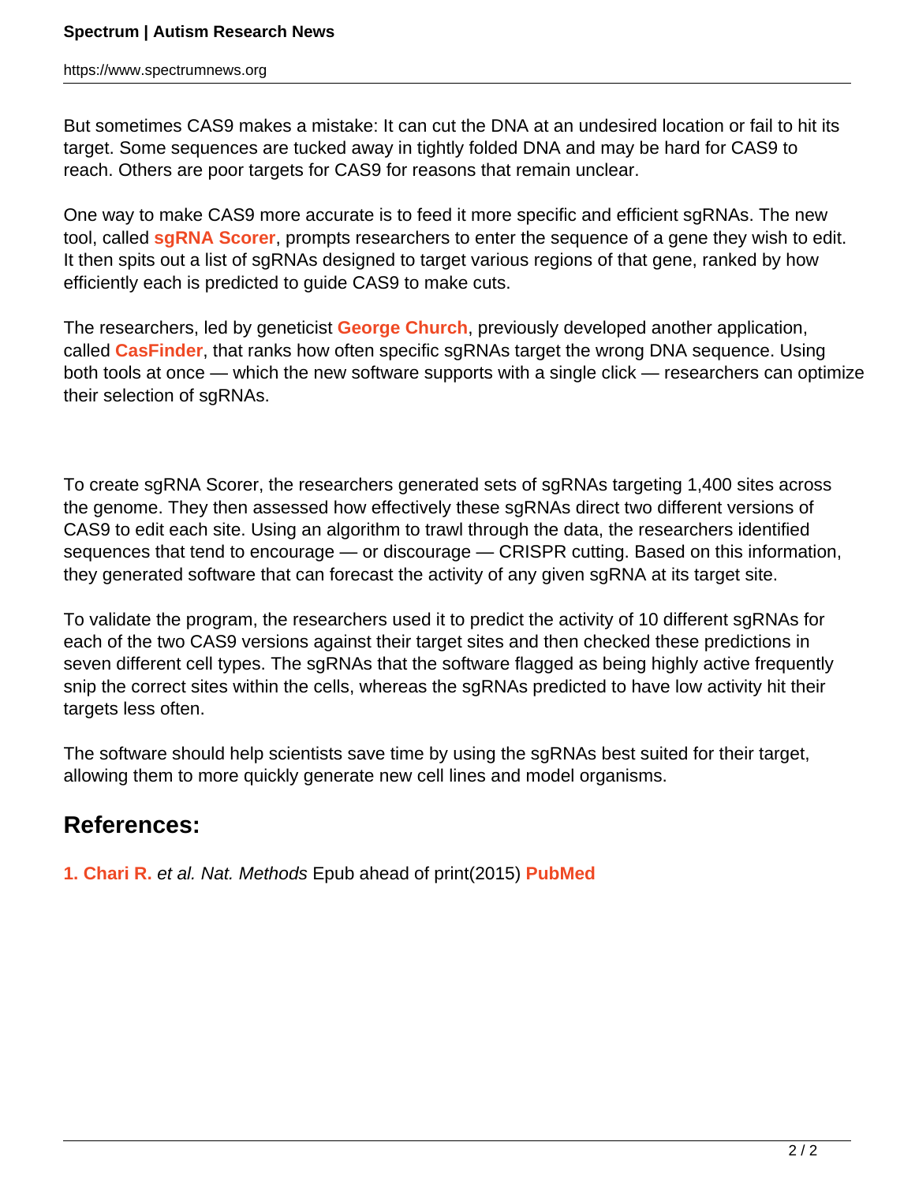But sometimes CAS9 makes a mistake: It can cut the DNA at an undesired location or fail to hit its target. Some sequences are tucked away in tightly folded DNA and may be hard for CAS9 to reach. Others are poor targets for CAS9 for reasons that remain unclear.

One way to make CAS9 more accurate is to feed it more specific and efficient sgRNAs. The new tool, called **sgRNA Scorer**, prompts researchers to enter the sequence of a gene they wish to edit. It then spits out a list of sgRNAs designed to target various regions of that gene, ranked by how efficiently each is predicted to guide CAS9 to make cuts.

The researchers, led by geneticist **George Church**, previously developed another application, called **CasFinder**, that ranks how often specific sgRNAs target the wrong DNA sequence. Using both tools at once — which the new software supports with a single click — researchers can optimize their selection of sgRNAs.

To create sgRNA Scorer, the researchers generated sets of sgRNAs targeting 1,400 sites across the genome. They then assessed how effectively these sgRNAs direct two different versions of CAS9 to edit each site. Using an algorithm to trawl through the data, the researchers identified sequences that tend to encourage — or discourage — CRISPR cutting. Based on this information, they generated software that can forecast the activity of any given sgRNA at its target site.

To validate the program, the researchers used it to predict the activity of 10 different sgRNAs for each of the two CAS9 versions against their target sites and then checked these predictions in seven different cell types. The sgRNAs that the software flagged as being highly active frequently snip the correct sites within the cells, whereas the sgRNAs predicted to have low activity hit their targets less often.

The software should help scientists save time by using the sgRNAs best suited for their target, allowing them to more quickly generate new cell lines and model organisms.

## References:

**1. Chari R.** *et al. Nat. Methods* Epub ahead of print(2015) **PubMed**